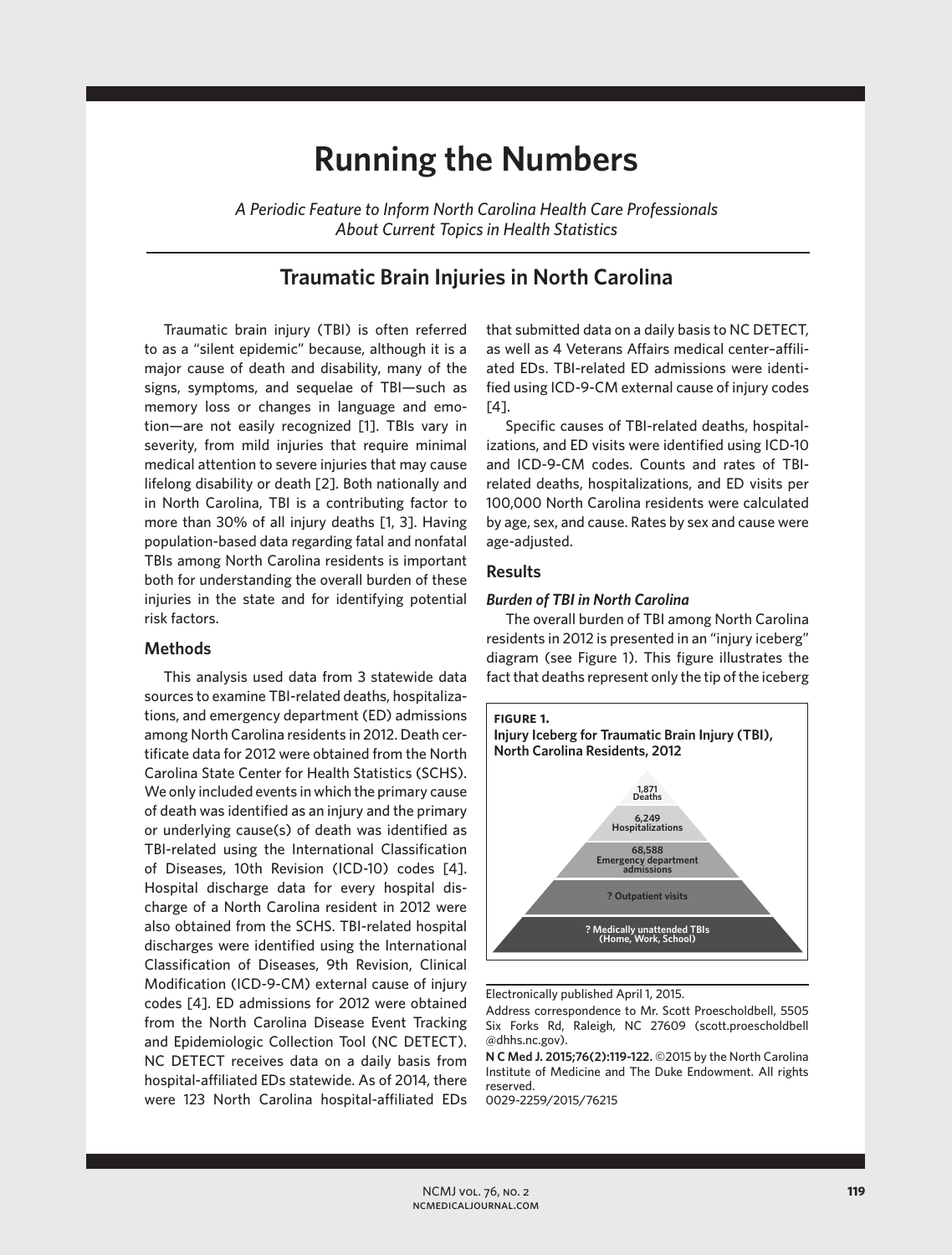# Running the Numbers

*A Periodic Feature to Inform North Carolina Health Care Professionals About Current Topics in Health Statistics*

## Traumatic Brain Injuries in North Carolina

Traumatic brain injury (TBI) is often referred to as a "silent epidemic" because, although it is a major cause of death and disability, many of the signs, symptoms, and sequelae of TBI—such as memory loss or changes in language and emotion—are not easily recognized [1]. TBIs vary in severity, from mild injuries that require minimal medical attention to severe injuries that may cause lifelong disability or death [2]. Both nationally and in North Carolina, TBI is a contributing factor to more than 30% of all injury deaths [1, 3]. Having population-based data regarding fatal and nonfatal TBIs among North Carolina residents is important both for understanding the overall burden of these injuries in the state and for identifying potential risk factors.

### Methods

This analysis used data from 3 statewide data sources to examine TBI-related deaths, hospitalizations, and emergency department (ED) admissions among North Carolina residents in 2012. Death certificate data for 2012 were obtained from the North Carolina State Center for Health Statistics (SCHS). We only included events in which the primary cause of death was identified as an injury and the primary or underlying cause(s) of death was identified as TBI-related using the International Classification of Diseases, 10th Revision (ICD-10) codes [4]. Hospital discharge data for every hospital discharge of a North Carolina resident in 2012 were also obtained from the SCHS. TBI-related hospital discharges were identified using the International Classification of Diseases, 9th Revision, Clinical Modification (ICD-9-CM) external cause of injury codes [4]. ED admissions for 2012 were obtained from the North Carolina Disease Event Tracking and Epidemiologic Collection Tool (NC DETECT). NC DETECT receives data on a daily basis from hospital-affiliated EDs statewide. As of 2014, there were 123 North Carolina hospital-affiliated EDs that submitted data on a daily basis to NC DETECT, as well as 4 Veterans Affairs medical center–affiliated EDs. TBI-related ED admissions were identified using ICD-9-CM external cause of injury codes [4].

Specific causes of TBI-related deaths, hospitalizations, and ED visits were identified using ICD-10 and ICD-9-CM codes. Counts and rates of TBI-related deaths, hospitalizations, and ED visits per 100,000 North Carolina residents were calculated by age, sex, and cause. Rates by sex and cause were age-adjusted.

### Results

#### *Burden of TBI in North Carolina*

The overall burden of TBI among North Carolina residents in 2012 is presented in an "injury iceberg" diagram (see Figure 1). This figure illustrates the fact that deaths represent only the tip of the iceberg

**FIGURE 1.**
**Injury Iceberg for Traumatic Brain Injury (TBI), North Carolina Residents, 2012**

- 1,871 Deaths
- 6,249 Hospitalizations
- 68,588 Emergency department admissions
- ? Outpatient visits
- ? Medically unattended TBIs (Home, Work, School)

Electronically published April 1, 2015.

Address correspondence to Mr. Scott Proescholdbell, 5505 Six Forks Rd, Raleigh, NC 27609 (scott.proescholdbell@dhhs.nc.gov).

**N C Med J. 2015;76(2):119-122.** ©2015 by the North Carolina Institute of Medicine and The Duke Endowment. All rights reserved.

0029-2259/2015/76215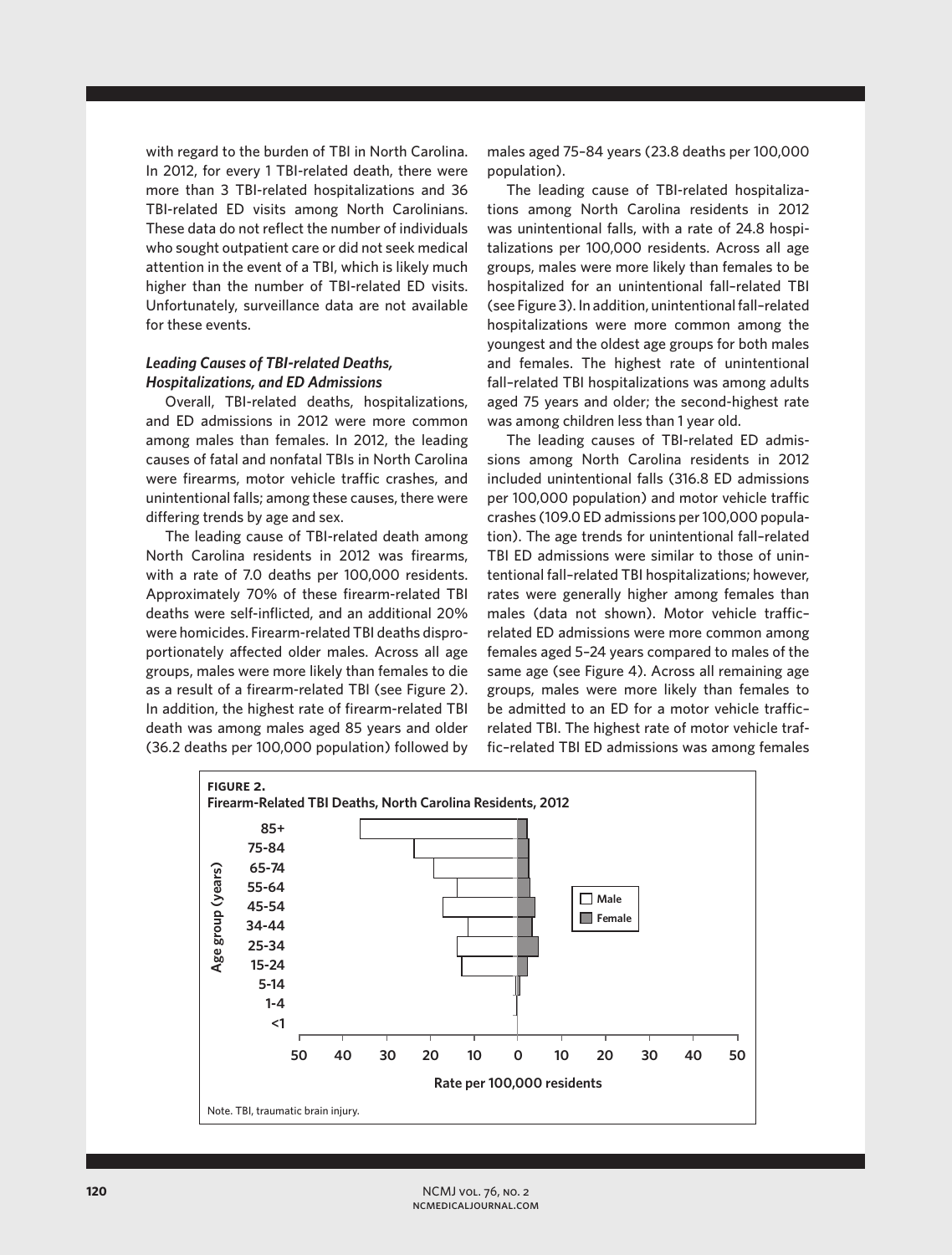with regard to the burden of TBI in North Carolina. In 2012, for every 1 TBI-related death, there were more than 3 TBI-related hospitalizations and 36 TBI-related ED visits among North Carolinians. These data do not reflect the number of individuals who sought outpatient care or did not seek medical attention in the event of a TBI, which is likely much higher than the number of TBI-related ED visits. Unfortunately, surveillance data are not available for these events.

### *Leading Causes of TBI-related Deaths, Hospitalizations, and ED Admissions*

Overall, TBI-related deaths, hospitalizations, and ED admissions in 2012 were more common among males than females. In 2012, the leading causes of fatal and nonfatal TBIs in North Carolina were firearms, motor vehicle traffic crashes, and unintentional falls; among these causes, there were differing trends by age and sex.

The leading cause of TBI-related death among North Carolina residents in 2012 was firearms, with a rate of 7.0 deaths per 100,000 residents. Approximately 70% of these firearm-related TBI deaths were self-inflicted, and an additional 20% were homicides. Firearm-related TBI deaths disproportionately affected older males. Across all age groups, males were more likely than females to die as a result of a firearm-related TBI (see Figure 2). In addition, the highest rate of firearm-related TBI death was among males aged 85 years and older (36.2 deaths per 100,000 population) followed by males aged 75–84 years (23.8 deaths per 100,000 population).

The leading cause of TBI-related hospitalizations among North Carolina residents in 2012 was unintentional falls, with a rate of 24.8 hospitalizations per 100,000 residents. Across all age groups, males were more likely than females to be hospitalized for an unintentional fall–related TBI (see Figure 3). In addition, unintentional fall–related hospitalizations were more common among the youngest and the oldest age groups for both males and females. The highest rate of unintentional fall–related TBI hospitalizations was among adults aged 75 years and older; the second-highest rate was among children less than 1 year old.

The leading causes of TBI-related ED admissions among North Carolina residents in 2012 included unintentional falls (316.8 ED admissions per 100,000 population) and motor vehicle traffic crashes (109.0 ED admissions per 100,000 population). The age trends for unintentional fall–related TBI ED admissions were similar to those of unintentional fall–related TBI hospitalizations; however, rates were generally higher among females than males (data not shown). Motor vehicle traffic–related ED admissions were more common among females aged 5–24 years compared to males of the same age (see Figure 4). Across all remaining age groups, males were more likely than females to be admitted to an ED for a motor vehicle traffic–related TBI. The highest rate of motor vehicle traffic–related TBI ED admissions was among females

**FIGURE 2.**
**Firearm-Related TBI Deaths, North Carolina Residents, 2012**

Note. TBI, traumatic brain injury.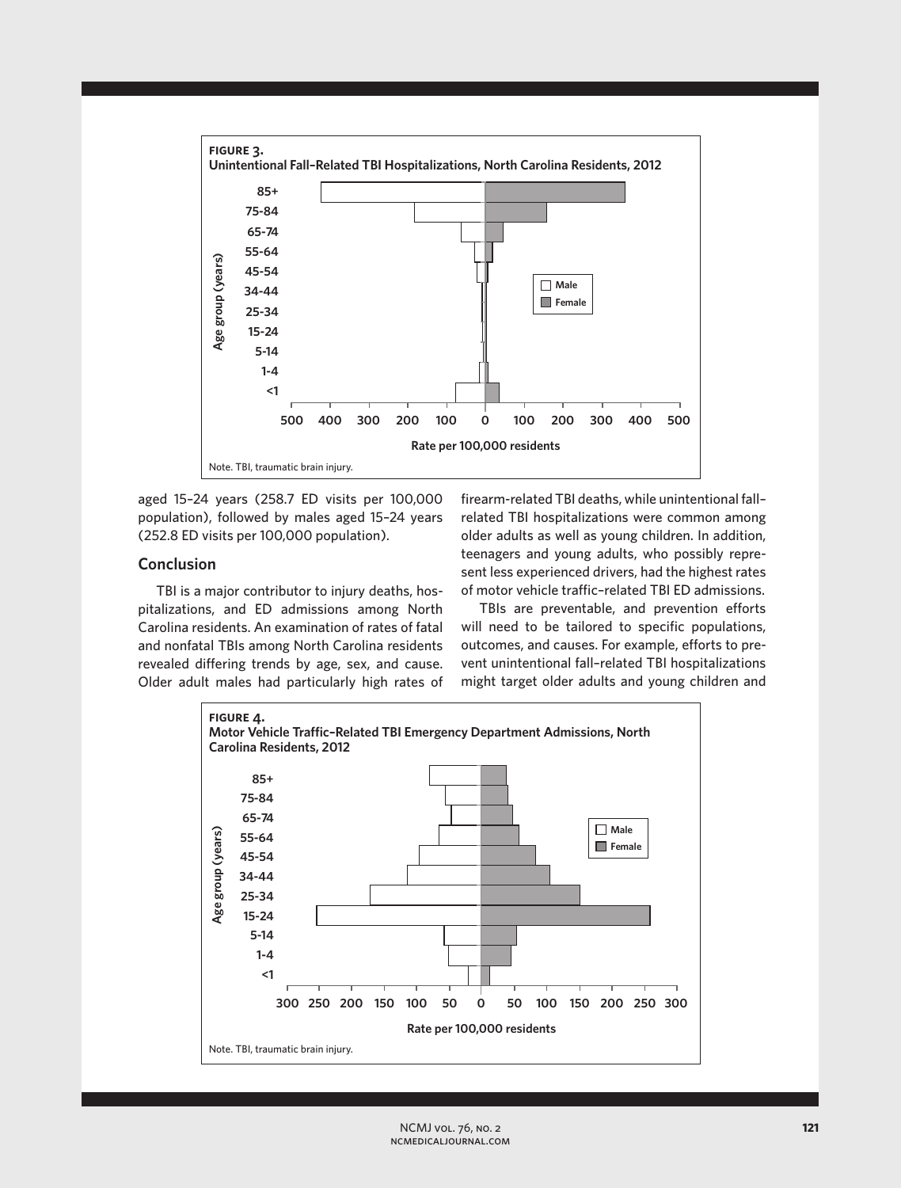**FIGURE 3.**
**Unintentional Fall-Related TBI Hospitalizations, North Carolina Residents, 2012**

Note. TBI, traumatic brain injury.

aged 15–24 years (258.7 ED visits per 100,000 population), followed by males aged 15–24 years (252.8 ED visits per 100,000 population).

## Conclusion

TBI is a major contributor to injury deaths, hospitalizations, and ED admissions among North Carolina residents. An examination of rates of fatal and nonfatal TBIs among North Carolina residents revealed differing trends by age, sex, and cause. Older adult males had particularly high rates of firearm-related TBI deaths, while unintentional fall–related TBI hospitalizations were common among older adults as well as young children. In addition, teenagers and young adults, who possibly represent less experienced drivers, had the highest rates of motor vehicle traffic–related TBI ED admissions.

TBIs are preventable, and prevention efforts will need to be tailored to specific populations, outcomes, and causes. For example, efforts to prevent unintentional fall–related TBI hospitalizations might target older adults and young children and

**FIGURE 4.**
**Motor Vehicle Traffic–Related TBI Emergency Department Admissions, North Carolina Residents, 2012**

Note. TBI, traumatic brain injury.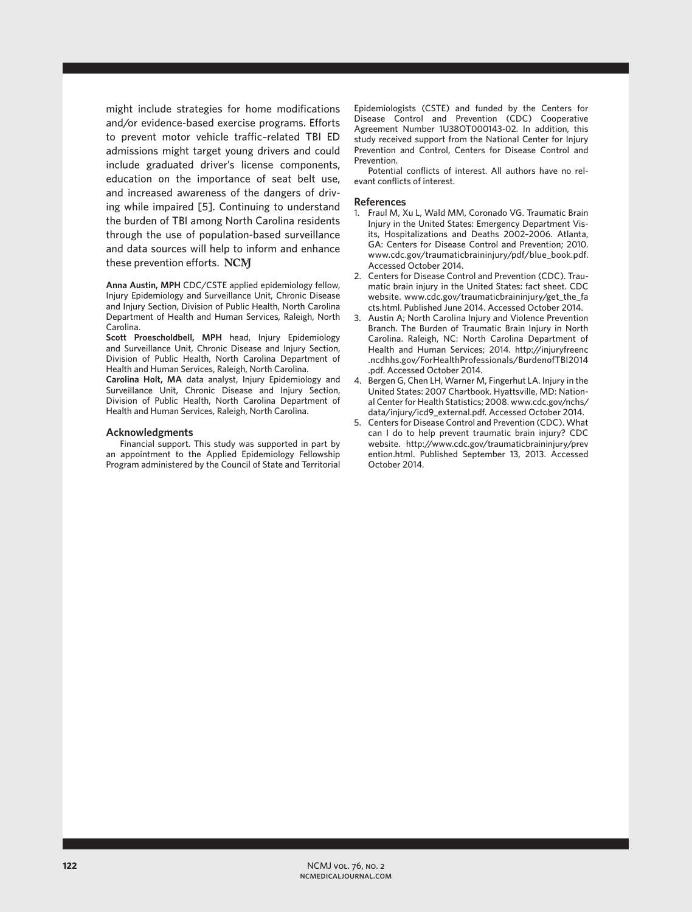might include strategies for home modifications and/or evidence-based exercise programs. Efforts to prevent motor vehicle traffic–related TBI ED admissions might target young drivers and could include graduated driver's license components, education on the importance of seat belt use, and increased awareness of the dangers of driving while impaired [5]. Continuing to understand the burden of TBI among North Carolina residents through the use of population-based surveillance and data sources will help to inform and enhance these prevention efforts. NCMJ

**Anna Austin, MPH** CDC/CSTE applied epidemiology fellow, Injury Epidemiology and Surveillance Unit, Chronic Disease and Injury Section, Division of Public Health, North Carolina Department of Health and Human Services, Raleigh, North Carolina.

**Scott Proescholdbell, MPH** head, Injury Epidemiology and Surveillance Unit, Chronic Disease and Injury Section, Division of Public Health, North Carolina Department of Health and Human Services, Raleigh, North Carolina.

**Carolina Holt, MA** data analyst, Injury Epidemiology and Surveillance Unit, Chronic Disease and Injury Section, Division of Public Health, North Carolina Department of Health and Human Services, Raleigh, North Carolina.

## Acknowledgments

Financial support. This study was supported in part by an appointment to the Applied Epidemiology Fellowship Program administered by the Council of State and Territorial Epidemiologists (CSTE) and funded by the Centers for Disease Control and Prevention (CDC) Cooperative Agreement Number 1U38OT000143-02. In addition, this study received support from the National Center for Injury Prevention and Control, Centers for Disease Control and Prevention.

Potential conflicts of interest. All authors have no relevant conflicts of interest.

## References

1. Fraul M, Xu L, Wald MM, Coronado VG. Traumatic Brain Injury in the United States: Emergency Department Visits, Hospitalizations and Deaths 2002–2006. Atlanta, GA: Centers for Disease Control and Prevention; 2010. www.cdc.gov/traumaticbraininjury/pdf/blue_book.pdf. Accessed October 2014.
2. Centers for Disease Control and Prevention (CDC). Traumatic brain injury in the United States: fact sheet. CDC website. www.cdc.gov/traumaticbraininjury/get_the_facts.html. Published June 2014. Accessed October 2014.
3. Austin A; North Carolina Injury and Violence Prevention Branch. The Burden of Traumatic Brain Injury in North Carolina. Raleigh, NC: North Carolina Department of Health and Human Services; 2014. http://injuryfreenc.ncdhhs.gov/ForHealthProfessionals/BurdenofTBI2014.pdf. Accessed October 2014.
4. Bergen G, Chen LH, Warner M, Fingerhut LA. Injury in the United States: 2007 Chartbook. Hyattsville, MD: National Center for Health Statistics; 2008. www.cdc.gov/nchs/data/injury/icd9_external.pdf. Accessed October 2014.
5. Centers for Disease Control and Prevention (CDC). What can I do to help prevent traumatic brain injury? CDC website. http://www.cdc.gov/traumaticbraininjury/prevention.html. Published September 13, 2013. Accessed October 2014.